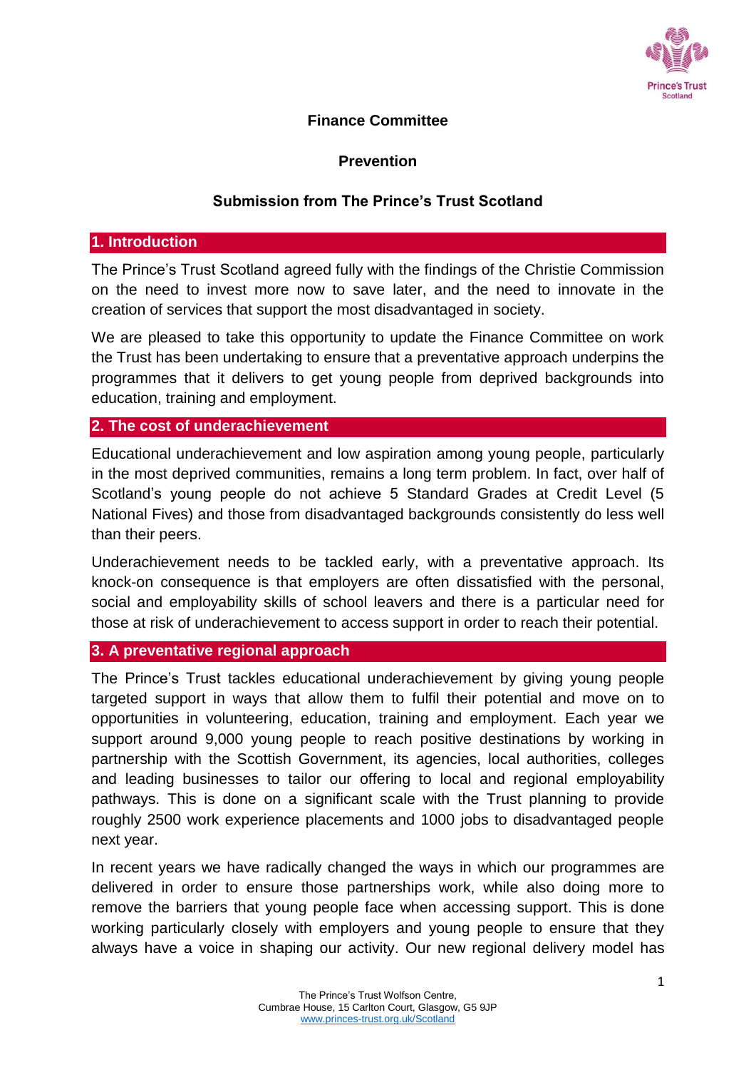**Finance Committee**

**Prevention**

**Submission from The Prince's Trust Scotland**

## 1. Introduction

The Prince's Trust Scotland agreed fully with the findings of the Christie Commission on the need to invest more now to save later, and the need to innovate in the creation of services that support the most disadvantaged in society.

We are pleased to take this opportunity to update the Finance Committee on work the Trust has been undertaking to ensure that a preventative approach underpins the programmes that it delivers to get young people from deprived backgrounds into education, training and employment.

## 2. The cost of underachievement

Educational underachievement and low aspiration among young people, particularly in the most deprived communities, remains a long term problem. In fact, over half of Scotland's young people do not achieve 5 Standard Grades at Credit Level (5 National Fives) and those from disadvantaged backgrounds consistently do less well than their peers.

Underachievement needs to be tackled early, with a preventative approach. Its knock-on consequence is that employers are often dissatisfied with the personal, social and employability skills of school leavers and there is a particular need for those at risk of underachievement to access support in order to reach their potential.

## 3. A preventative regional approach

The Prince's Trust tackles educational underachievement by giving young people targeted support in ways that allow them to fulfil their potential and move on to opportunities in volunteering, education, training and employment. Each year we support around 9,000 young people to reach positive destinations by working in partnership with the Scottish Government, its agencies, local authorities, colleges and leading businesses to tailor our offering to local and regional employability pathways. This is done on a significant scale with the Trust planning to provide roughly 2500 work experience placements and 1000 jobs to disadvantaged people next year.

In recent years we have radically changed the ways in which our programmes are delivered in order to ensure those partnerships work, while also doing more to remove the barriers that young people face when accessing support. This is done working particularly closely with employers and young people to ensure that they always have a voice in shaping our activity. Our new regional delivery model has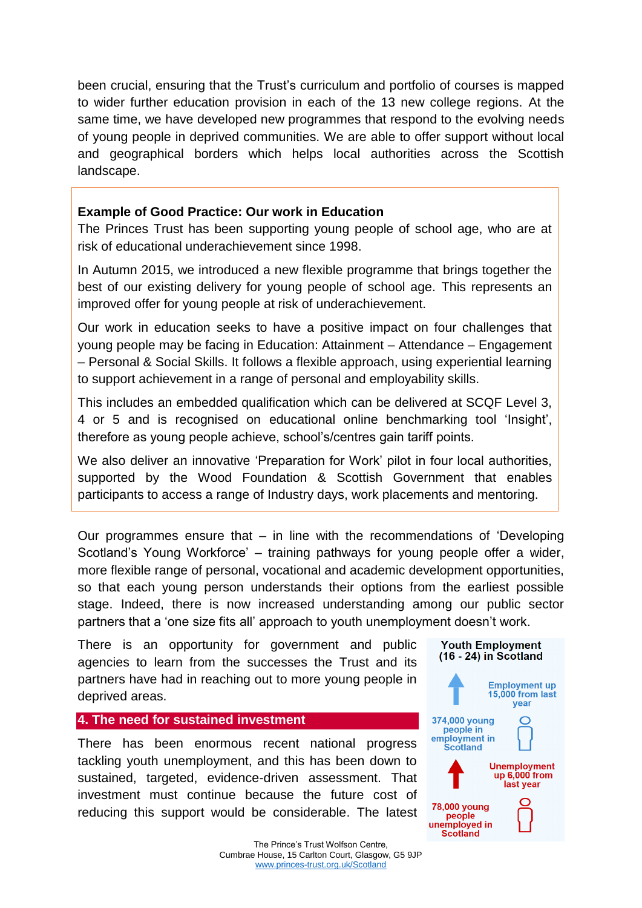been crucial, ensuring that the Trust's curriculum and portfolio of courses is mapped to wider further education provision in each of the 13 new college regions. At the same time, we have developed new programmes that respond to the evolving needs of young people in deprived communities. We are able to offer support without local and geographical borders which helps local authorities across the Scottish landscape.

**Example of Good Practice: Our work in Education**

The Princes Trust has been supporting young people of school age, who are at risk of educational underachievement since 1998.

In Autumn 2015, we introduced a new flexible programme that brings together the best of our existing delivery for young people of school age. This represents an improved offer for young people at risk of underachievement.

Our work in education seeks to have a positive impact on four challenges that young people may be facing in Education: Attainment – Attendance – Engagement – Personal & Social Skills. It follows a flexible approach, using experiential learning to support achievement in a range of personal and employability skills.

This includes an embedded qualification which can be delivered at SCQF Level 3, 4 or 5 and is recognised on educational online benchmarking tool 'Insight', therefore as young people achieve, school's/centres gain tariff points.

We also deliver an innovative 'Preparation for Work' pilot in four local authorities, supported by the Wood Foundation & Scottish Government that enables participants to access a range of Industry days, work placements and mentoring.

Our programmes ensure that – in line with the recommendations of 'Developing Scotland's Young Workforce' – training pathways for young people offer a wider, more flexible range of personal, vocational and academic development opportunities, so that each young person understands their options from the earliest possible stage. Indeed, there is now increased understanding among our public sector partners that a 'one size fits all' approach to youth unemployment doesn't work.

There is an opportunity for government and public agencies to learn from the successes the Trust and its partners have had in reaching out to more young people in deprived areas.

## 4. The need for sustained investment

There has been enormous recent national progress tackling youth unemployment, and this has been down to sustained, targeted, evidence-driven assessment. That investment must continue because the future cost of reducing this support would be considerable. The latest

**Youth Employment (16 - 24) in Scotland**

Employment up 15,000 from last year

374,000 young people in employment in Scotland

Unemployment up 6,000 from last year

78,000 young people unemployed in Scotland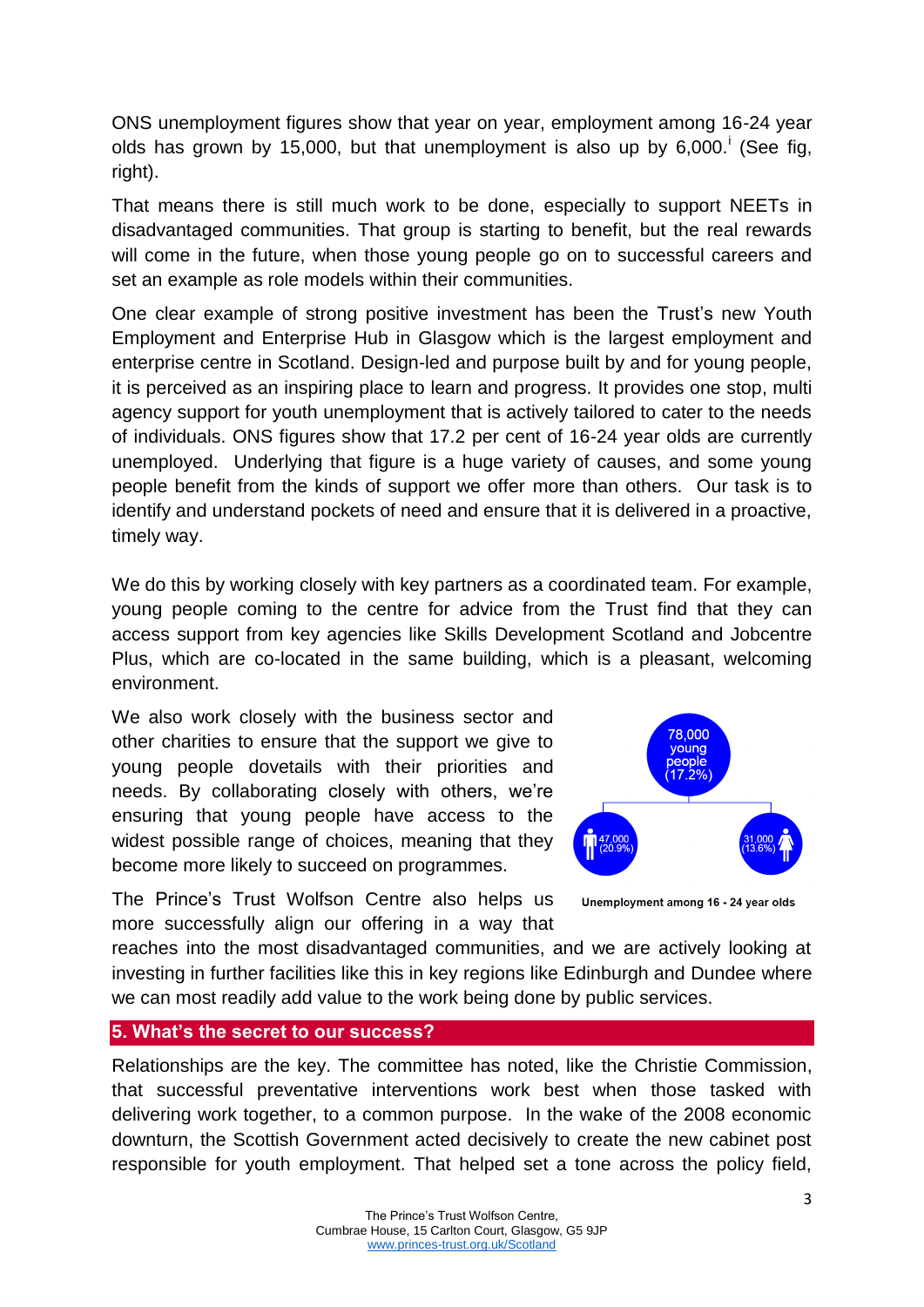ONS unemployment figures show that year on year, employment among 16-24 year olds has grown by 15,000, but that unemployment is also up by 6,000.[i] (See fig, right).

That means there is still much work to be done, especially to support NEETs in disadvantaged communities. That group is starting to benefit, but the real rewards will come in the future, when those young people go on to successful careers and set an example as role models within their communities.

One clear example of strong positive investment has been the Trust's new Youth Employment and Enterprise Hub in Glasgow which is the largest employment and enterprise centre in Scotland. Design-led and purpose built by and for young people, it is perceived as an inspiring place to learn and progress. It provides one stop, multi agency support for youth unemployment that is actively tailored to cater to the needs of individuals. ONS figures show that 17.2 per cent of 16-24 year olds are currently unemployed. Underlying that figure is a huge variety of causes, and some young people benefit from the kinds of support we offer more than others. Our task is to identify and understand pockets of need and ensure that it is delivered in a proactive, timely way.

We do this by working closely with key partners as a coordinated team. For example, young people coming to the centre for advice from the Trust find that they can access support from key agencies like Skills Development Scotland and Jobcentre Plus, which are co-located in the same building, which is a pleasant, welcoming environment.

We also work closely with the business sector and other charities to ensure that the support we give to young people dovetails with their priorities and needs. By collaborating closely with others, we're ensuring that young people have access to the widest possible range of choices, meaning that they become more likely to succeed on programmes.

78,000 young people (17.2%)

47,000 (20.9%)

31,000 (13.6%)

**Unemployment among 16 - 24 year olds**

The Prince's Trust Wolfson Centre also helps us more successfully align our offering in a way that reaches into the most disadvantaged communities, and we are actively looking at investing in further facilities like this in key regions like Edinburgh and Dundee where we can most readily add value to the work being done by public services.

## 5. What's the secret to our success?

Relationships are the key. The committee has noted, like the Christie Commission, that successful preventative interventions work best when those tasked with delivering work together, to a common purpose. In the wake of the 2008 economic downturn, the Scottish Government acted decisively to create the new cabinet post responsible for youth employment. That helped set a tone across the policy field,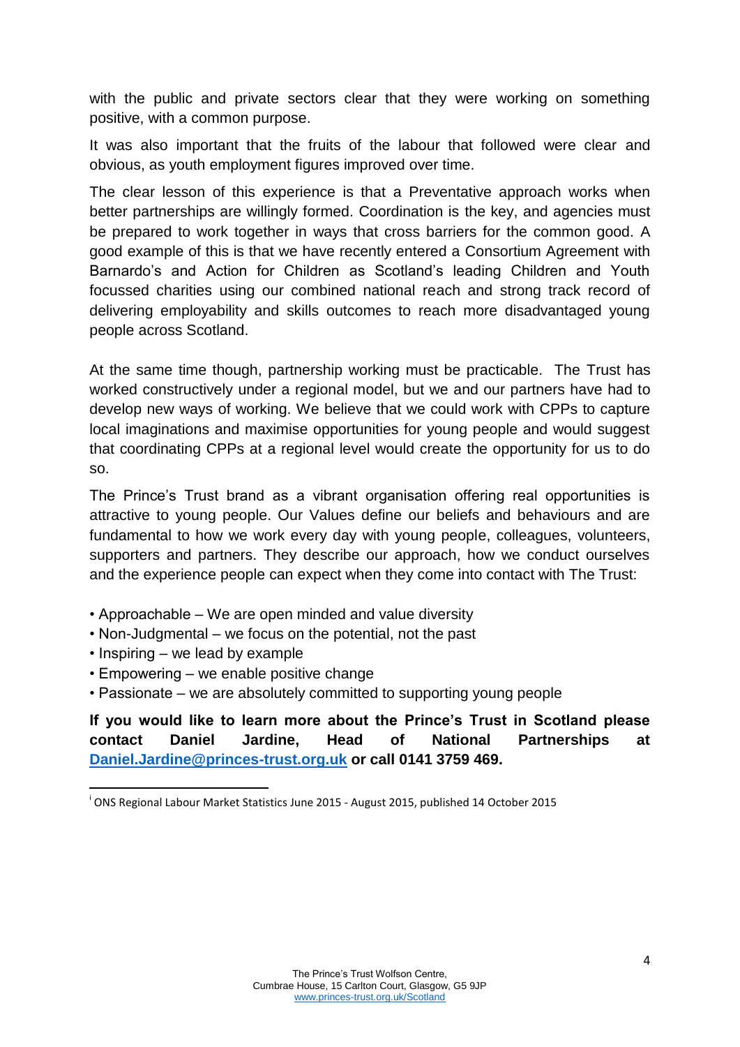with the public and private sectors clear that they were working on something positive, with a common purpose.

It was also important that the fruits of the labour that followed were clear and obvious, as youth employment figures improved over time.

The clear lesson of this experience is that a Preventative approach works when better partnerships are willingly formed. Coordination is the key, and agencies must be prepared to work together in ways that cross barriers for the common good. A good example of this is that we have recently entered a Consortium Agreement with Barnardo's and Action for Children as Scotland's leading Children and Youth focussed charities using our combined national reach and strong track record of delivering employability and skills outcomes to reach more disadvantaged young people across Scotland.

At the same time though, partnership working must be practicable. The Trust has worked constructively under a regional model, but we and our partners have had to develop new ways of working. We believe that we could work with CPPs to capture local imaginations and maximise opportunities for young people and would suggest that coordinating CPPs at a regional level would create the opportunity for us to do so.

The Prince's Trust brand as a vibrant organisation offering real opportunities is attractive to young people. Our Values define our beliefs and behaviours and are fundamental to how we work every day with young people, colleagues, volunteers, supporters and partners. They describe our approach, how we conduct ourselves and the experience people can expect when they come into contact with The Trust:

- Approachable – We are open minded and value diversity
- Non-Judgmental – we focus on the potential, not the past
- Inspiring – we lead by example
- Empowering – we enable positive change
- Passionate – we are absolutely committed to supporting young people

**If you would like to learn more about the Prince's Trust in Scotland please contact Daniel Jardine, Head of National Partnerships at [Daniel.Jardine@princes-trust.org.uk](mailto:Daniel.Jardine@princes-trust.org.uk) or call 0141 3759 469.**

[i] ONS Regional Labour Market Statistics June 2015 - August 2015, published 14 October 2015

The Prince's Trust Wolfson Centre,
Cumbrae House, 15 Carlton Court, Glasgow, G5 9JP
www.princes-trust.org.uk/Scotland